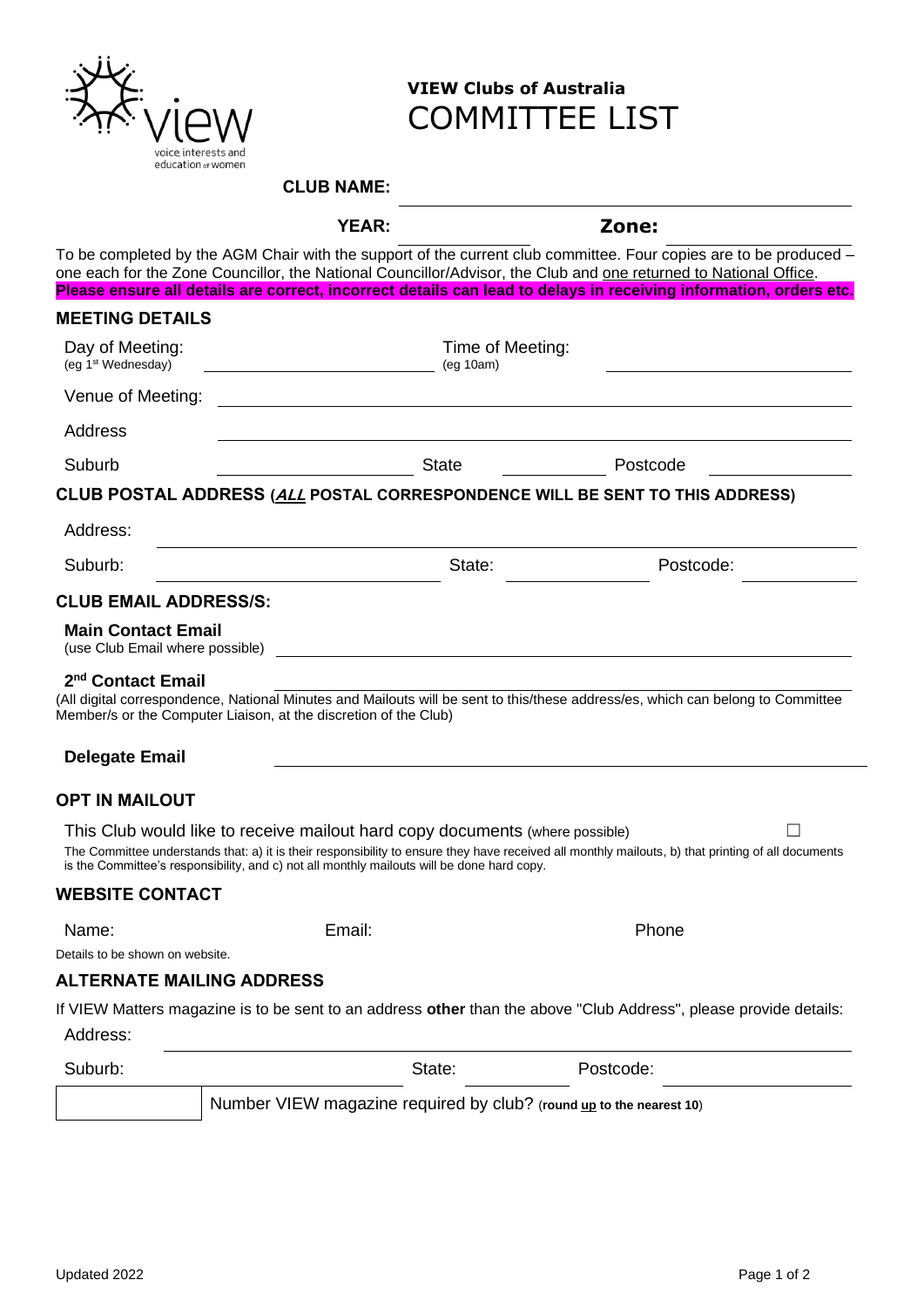voice interests and education of women

# VIEW Clubs of Australia
# COMMITTEE LIST

**CLUB NAME:** ______________________________

**YEAR:** ______________ **Zone:** ______________

To be completed by the AGM Chair with the support of the current club committee. Four copies are to be produced – one each for the Zone Councillor, the National Councillor/Advisor, the Club and one returned to National Office.
**Please ensure all details are correct, incorrect details can lead to delays in receiving information, orders etc.**

## MEETING DETAILS

Day of Meeting: (eg 1st Wednesday) ______________ Time of Meeting: (eg 10am) ______________

Venue of Meeting: ______________________________

Address ______________________________

Suburb ______________ State ______________ Postcode ______________

## CLUB POSTAL ADDRESS (*ALL* POSTAL CORRESPONDENCE WILL BE SENT TO THIS ADDRESS)

Address: ______________________________

Suburb: ______________ State: ______________ Postcode: ______________

## CLUB EMAIL ADDRESS/S:

**Main Contact Email**
(use Club Email where possible) ______________________________

**2nd Contact Email** ______________________________
(All digital correspondence, National Minutes and Mailouts will be sent to this/these address/es, which can belong to Committee Member/s or the Computer Liaison, at the discretion of the Club)

**Delegate Email** ______________________________

## OPT IN MAILOUT

This Club would like to receive mailout hard copy documents (where possible) ☐

The Committee understands that: a) it is their responsibility to ensure they have received all monthly mailouts, b) that printing of all documents is the Committee's responsibility, and c) not all monthly mailouts will be done hard copy.

## WEBSITE CONTACT

Name: ______________ Email: ______________ Phone ______________

Details to be shown on website.

## ALTERNATE MAILING ADDRESS

If VIEW Matters magazine is to be sent to an address **other** than the above "Club Address", please provide details:

Address: ______________________________

Suburb: ______________ State: ______________ Postcode: ______________

| | Number VIEW magazine required by club? (**round up to the nearest 10**) |
|---|---|

Updated 2022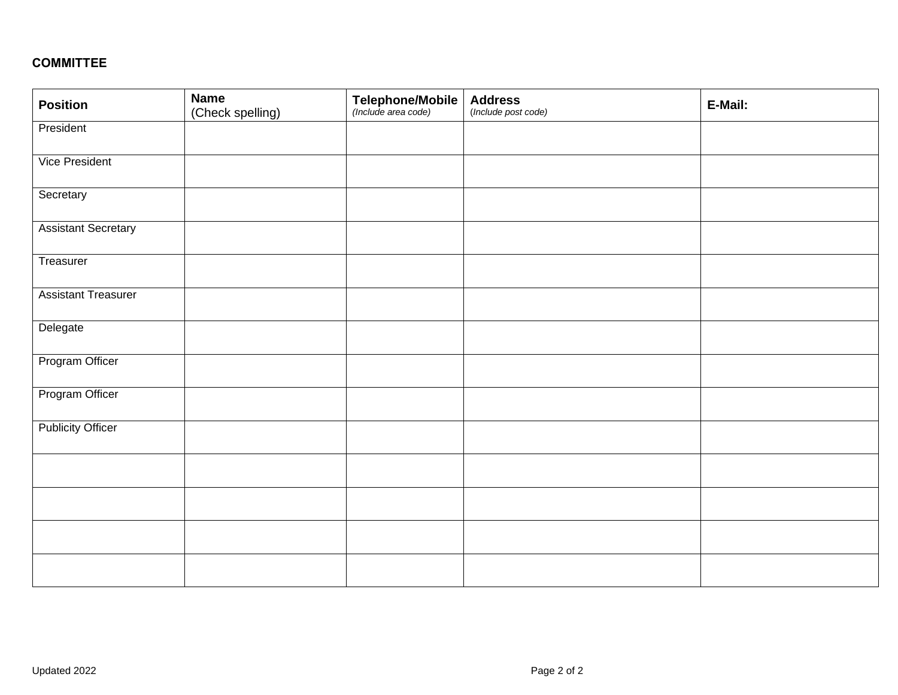**COMMITTEE**

| **Position** | **Name** (Check spelling) | **Telephone/Mobile** *(Include area code)* | **Address** *(Include post code)* | **E-Mail:** |
|---|---|---|---|---|
| President | | | | |
| Vice President | | | | |
| Secretary | | | | |
| Assistant Secretary | | | | |
| Treasurer | | | | |
| Assistant Treasurer | | | | |
| Delegate | | | | |
| Program Officer | | | | |
| Program Officer | | | | |
| Publicity Officer | | | | |
| | | | | |
| | | | | |
| | | | | |
| | | | | |

Updated 2022